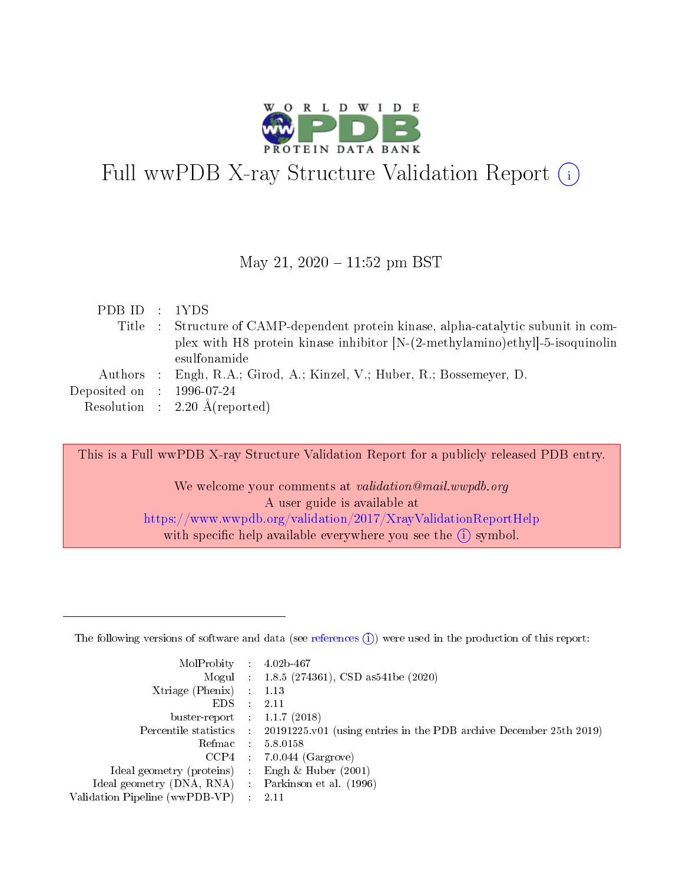# Full wwPDB X-ray Structure Validation Report (i)

May 21, 2020 – 11:52 pm BST

| | | |
|---|---|---|
| PDB ID | : | 1YDS |
| Title | : | Structure of CAMP-dependent protein kinase, alpha-catalytic subunit in complex with H8 protein kinase inhibitor [N-(2-methylamino)ethyl]-5-isoquinolinesulfonamide |
| Authors | : | Engh, R.A.; Girod, A.; Kinzel, V.; Huber, R.; Bossemeyer, D. |
| Deposited on | : | 1996-07-24 |
| Resolution | : | 2.20 Å(reported) |

This is a Full wwPDB X-ray Structure Validation Report for a publicly released PDB entry.

We welcome your comments at *validation@mail.wwpdb.org*
A user guide is available at
https://www.wwpdb.org/validation/2017/XrayValidationReportHelp
with specific help available everywhere you see the (i) symbol.

The following versions of software and data (see references (i)) were used in the production of this report:

| | | |
|---|---|---|
| MolProbity | : | 4.02b-467 |
| Mogul | : | 1.8.5 (274361), CSD as541be (2020) |
| Xtriage (Phenix) | : | 1.13 |
| EDS | : | 2.11 |
| buster-report | : | 1.1.7 (2018) |
| Percentile statistics | : | 20191225.v01 (using entries in the PDB archive December 25th 2019) |
| Refmac | : | 5.8.0158 |
| CCP4 | : | 7.0.044 (Gargrove) |
| Ideal geometry (proteins) | : | Engh & Huber (2001) |
| Ideal geometry (DNA, RNA) | : | Parkinson et al. (1996) |
| Validation Pipeline (wwPDB-VP) | : | 2.11 |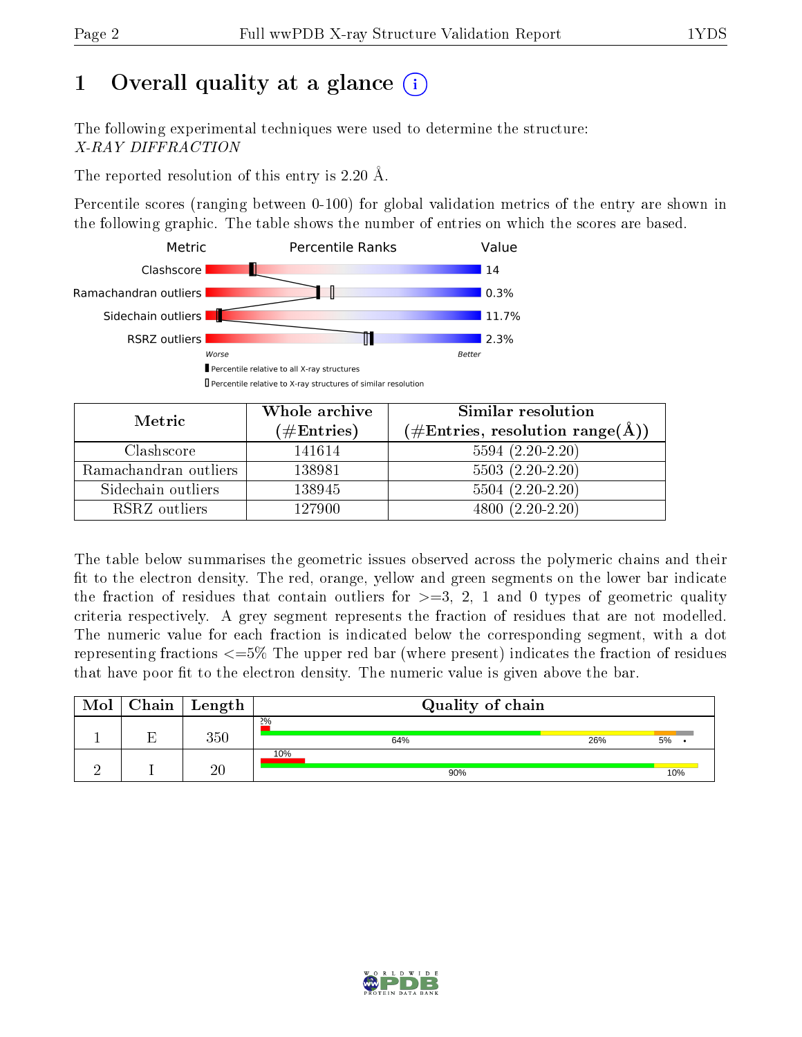# 1 Overall quality at a glance (i)

The following experimental techniques were used to determine the structure:
*X-RAY DIFFRACTION*

The reported resolution of this entry is 2.20 Å.

Percentile scores (ranging between 0-100) for global validation metrics of the entry are shown in the following graphic. The table shows the number of entries on which the scores are based.

| Metric | Value |
|---|---|
| Clashscore | 14 |
| Ramachandran outliers | 0.3% |
| Sidechain outliers | 11.7% |
| RSRZ outliers | 2.3% |

Worse — Better

▮ Percentile relative to all X-ray structures
▯ Percentile relative to X-ray structures of similar resolution

| Metric | Whole archive (#Entries) | Similar resolution (#Entries, resolution range(Å)) |
|---|---|---|
| Clashscore | 141614 | 5594 (2.20-2.20) |
| Ramachandran outliers | 138981 | 5503 (2.20-2.20) |
| Sidechain outliers | 138945 | 5504 (2.20-2.20) |
| RSRZ outliers | 127900 | 4800 (2.20-2.20) |

The table below summarises the geometric issues observed across the polymeric chains and their fit to the electron density. The red, orange, yellow and green segments on the lower bar indicate the fraction of residues that contain outliers for >=3, 2, 1 and 0 types of geometric quality criteria respectively. A grey segment represents the fraction of residues that are not modelled. The numeric value for each fraction is indicated below the corresponding segment, with a dot representing fractions <=5% The upper red bar (where present) indicates the fraction of residues that have poor fit to the electron density. The numeric value is given above the bar.

| Mol | Chain | Length | Quality of chain |
|---|---|---|---|
| 1 | E | 350 | 2%; 64% / 26% / 5% / • |
| 2 | I | 20 | 10%; 90% / 10% |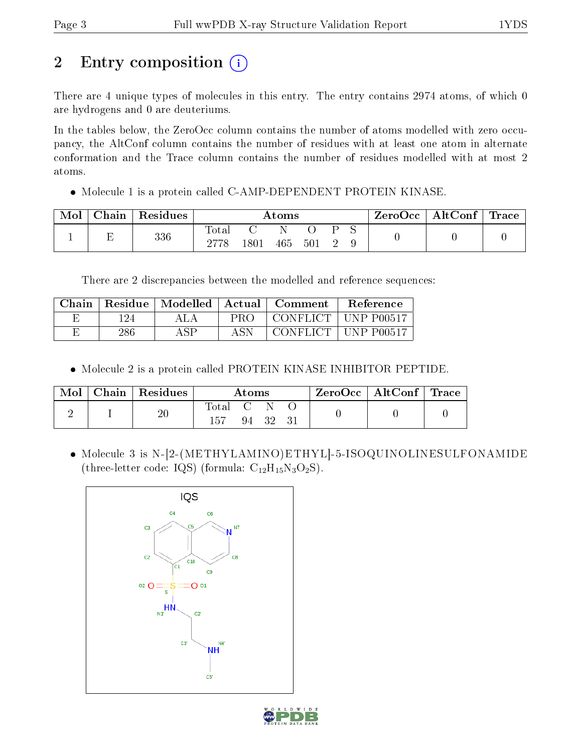# 2 Entry composition

There are 4 unique types of molecules in this entry. The entry contains 2974 atoms, of which 0 are hydrogens and 0 are deuteriums.

In the tables below, the ZeroOcc column contains the number of atoms modelled with zero occupancy, the AltConf column contains the number of residues with at least one atom in alternate conformation and the Trace column contains the number of residues modelled with at most 2 atoms.

- Molecule 1 is a protein called C-AMP-DEPENDENT PROTEIN KINASE.

| Mol | Chain | Residues | Atoms | | | | | | ZeroOcc | AltConf | Trace |
|---|---|---|---|---|---|---|---|---|---|---|---|
| | | | Total | C | N | O | P | S | | | |
| 1 | E | 336 | 2778 | 1801 | 465 | 501 | 2 | 9 | 0 | 0 | 0 |

There are 2 discrepancies between the modelled and reference sequences:

| Chain | Residue | Modelled | Actual | Comment | Reference |
|---|---|---|---|---|---|
| E | 124 | ALA | PRO | CONFLICT | UNP P00517 |
| E | 286 | ASP | ASN | CONFLICT | UNP P00517 |

- Molecule 2 is a protein called PROTEIN KINASE INHIBITOR PEPTIDE.

| Mol | Chain | Residues | Atoms | | | | ZeroOcc | AltConf | Trace |
|---|---|---|---|---|---|---|---|---|---|
| | | | Total | C | N | O | | | |
| 2 | I | 20 | 157 | 94 | 32 | 31 | 0 | 0 | 0 |

- Molecule 3 is N-[2-(METHYLAMINO)ETHYL]-5-ISOQUINOLINESULFONAMIDE (three-letter code: IQS) (formula: $C_{12}H_{15}N_{3}O_{2}S$).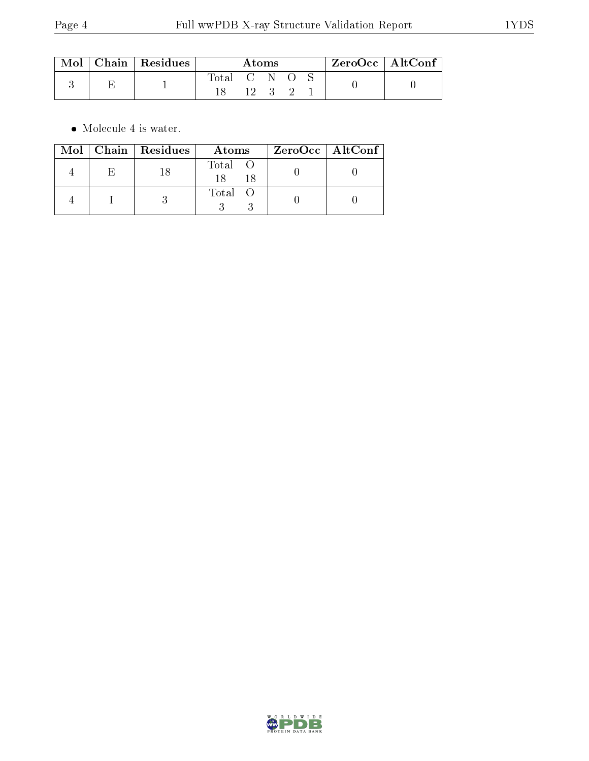| Mol | Chain | Residues | Atoms | | | | | ZeroOcc | AltConf |
|---|---|---|---|---|---|---|---|---|---|
| | | | Total | C | N | O | S | | |
| 3 | E | 1 | 18 | 12 | 3 | 2 | 1 | 0 | 0 |

- Molecule 4 is water.

| Mol | Chain | Residues | Atoms | | ZeroOcc | AltConf |
|---|---|---|---|---|---|---|
| | | | Total | O | | |
| 4 | E | 18 | 18 | 18 | 0 | 0 |
| 4 | I | 3 | 3 | 3 | 0 | 0 |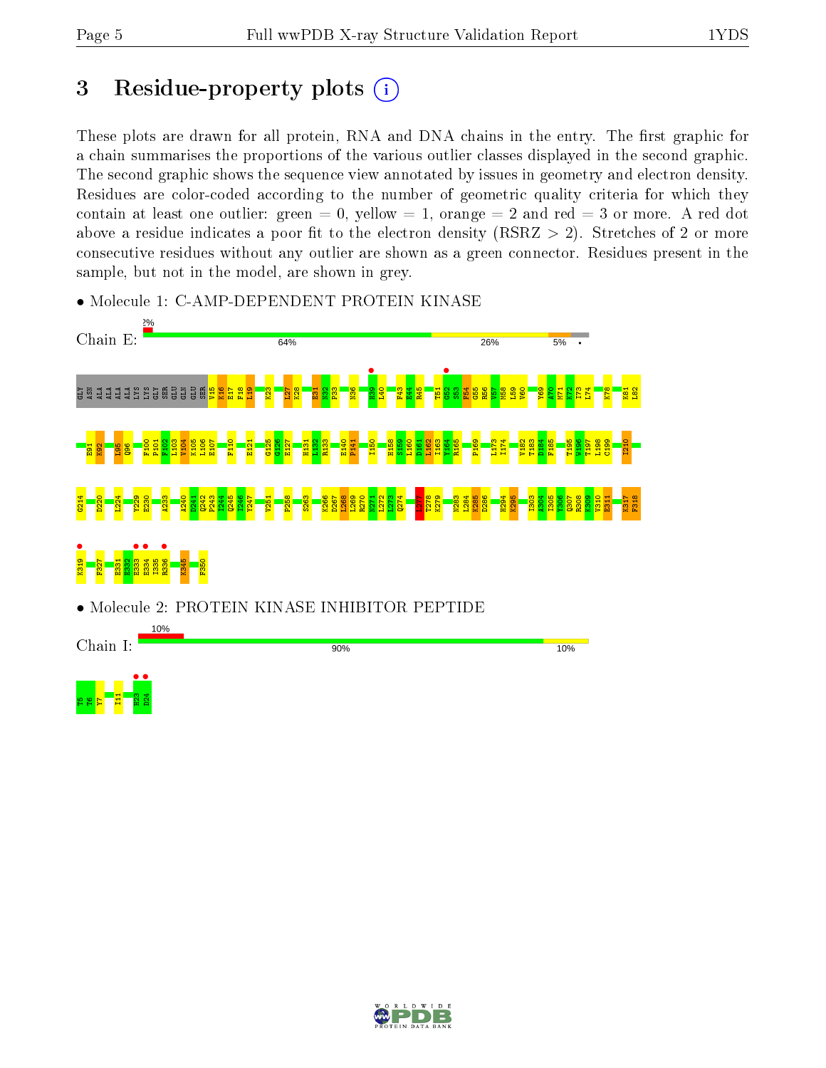# 3 Residue-property plots

These plots are drawn for all protein, RNA and DNA chains in the entry. The first graphic for a chain summarises the proportions of the various outlier classes displayed in the second graphic. The second graphic shows the sequence view annotated by issues in geometry and electron density. Residues are color-coded according to the number of geometric quality criteria for which they contain at least one outlier: green = 0, yellow = 1, orange = 2 and red = 3 or more. A red dot above a residue indicates a poor fit to the electron density (RSRZ > 2). Stretches of 2 or more consecutive residues without any outlier are shown as a green connector. Residues present in the sample, but not in the model, are shown in grey.

- Molecule 1: C-AMP-DEPENDENT PROTEIN KINASE

Chain E: 2% | 64% | 26% | 5% | •

GLY ASN ALA ALA ALA ALA LYS LYS GLY SER GLU GLN GLU SER V15 K16 E17 F18 L19 K23 L27 K28 E31 N32 P33 N36 H39 L40 F43 E44 R45 T51 G52 S53 F54 G55 R56 V57 M58 L59 V60 Y69 A70 M71 K72 I73 L74 K78 K81 L82 E91 K92 L95 Q96 F100 P101 F102 L103 V104 K105 L106 E107 F110 E121 G125 G126 E127 H131 I132 R133 E140 P141 I150 H158 S159 L160 D161 L162 I163 Y164 R165 P169 L173 I174 V182 T183 D184 F185 T195 W196 T197 L198 C199 I210 G214 D220 L224 Y229 E230 A233 A240 D241 Q242 P243 I244 Q245 I246 Y247 V251 P258 S263 K266 D267 L268 L269 R270 N271 L272 L273 Q274 T278 K279 N283 L284 K285 D286 H294 K295 I303 A304 I305 Y306 Q307 R308 K309 V310 E311 K317 F318 K319 F327 E331 E332 E333 E334 I335 R336 K345 F350

- Molecule 2: PROTEIN KINASE INHIBITOR PEPTIDE

Chain I: 10% | 90% | 10%

T5 T6 Y7 I11 H23 D24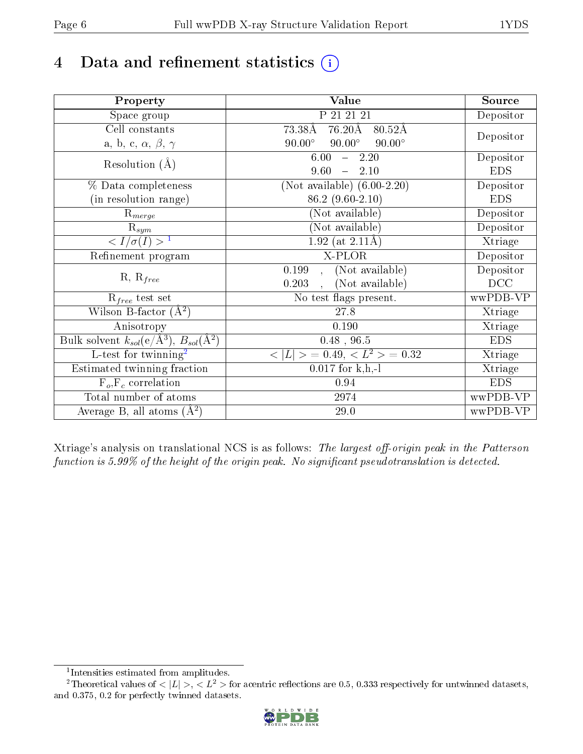# 4 Data and refinement statistics (i)

| Property | Value | Source |
|---|---|---|
| Space group | P 21 21 21 | Depositor |
| Cell constants<br>a, b, c, $\alpha$, $\beta$, $\gamma$ | 73.38Å 76.20Å 80.52Å<br>90.00° 90.00° 90.00° | Depositor |
| Resolution (Å) | 6.00 – 2.20<br>9.60 – 2.10 | Depositor<br>EDS |
| % Data completeness<br>(in resolution range) | (Not available) (6.00-2.20)<br>86.2 (9.60-2.10) | Depositor<br>EDS |
| $R_{merge}$ | (Not available) | Depositor |
| $R_{sym}$ | (Not available) | Depositor |
| $< I/\sigma(I) >$ [1] | 1.92 (at 2.11Å) | Xtriage |
| Refinement program | X-PLOR | Depositor |
| R, $R_{free}$ | 0.199 , (Not available)<br>0.203 , (Not available) | Depositor<br>DCC |
| $R_{free}$ test set | No test flags present. | wwPDB-VP |
| Wilson B-factor (Å$^2$) | 27.8 | Xtriage |
| Anisotropy | 0.190 | Xtriage |
| Bulk solvent $k_{sol}$(e/Å$^3$), $B_{sol}$(Å$^2$) | 0.48 , 96.5 | EDS |
| L-test for twinning[2] | $< \|L\| >$ = 0.49, $< L^2 >$ = 0.32 | Xtriage |
| Estimated twinning fraction | 0.017 for k,h,-l | Xtriage |
| $F_o,F_c$ correlation | 0.94 | EDS |
| Total number of atoms | 2974 | wwPDB-VP |
| Average B, all atoms (Å$^2$) | 29.0 | wwPDB-VP |

Xtriage's analysis on translational NCS is as follows: *The largest off-origin peak in the Patterson function is 5.99% of the height of the origin peak. No significant pseudotranslation is detected.*

[1] Intensities estimated from amplitudes.

[2] Theoretical values of $< |L| >$, $< L^2 >$ for acentric reflections are 0.5, 0.333 respectively for untwinned datasets, and 0.375, 0.2 for perfectly twinned datasets.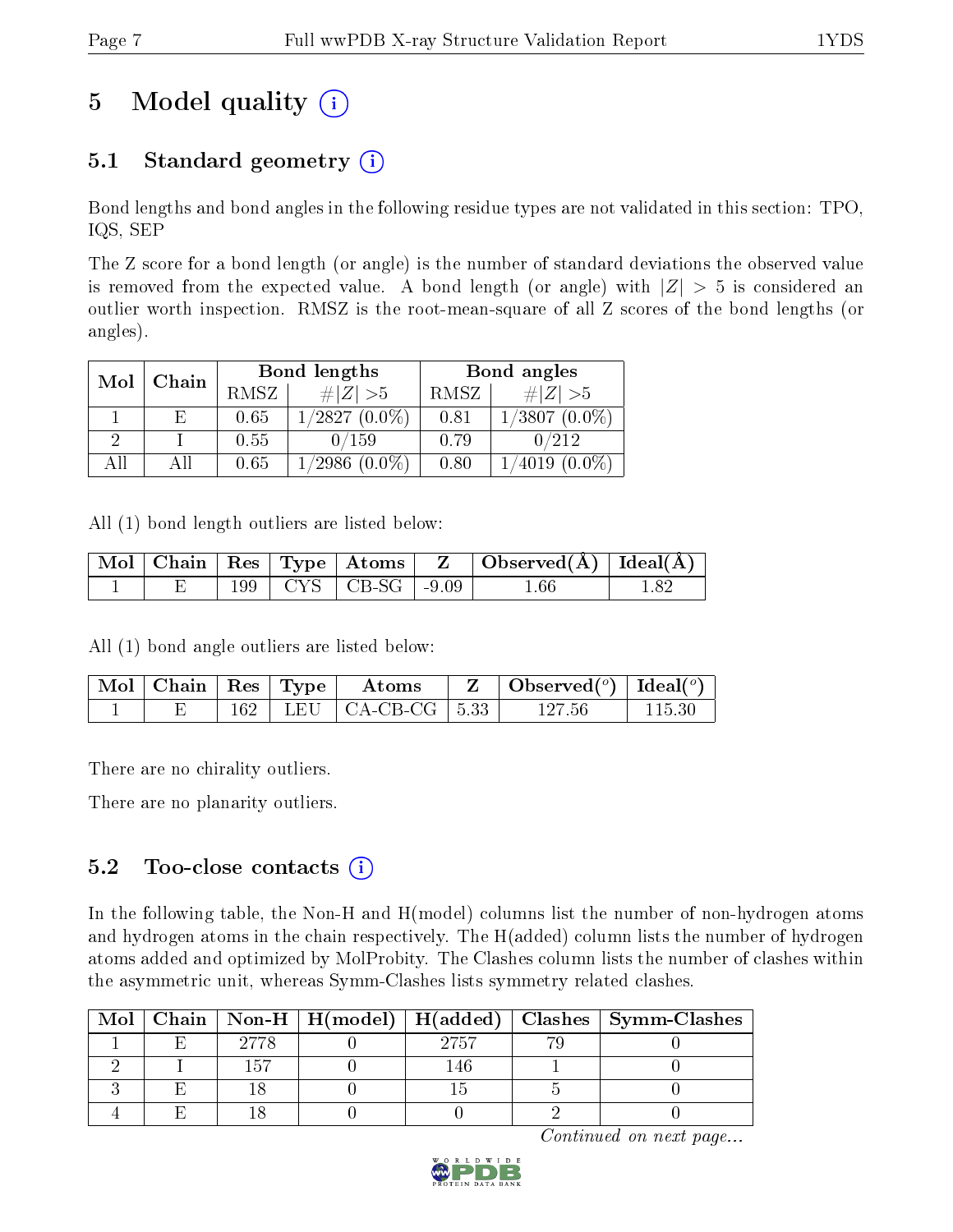# 5 Model quality

## 5.1 Standard geometry

Bond lengths and bond angles in the following residue types are not validated in this section: TPO, IQS, SEP

The Z score for a bond length (or angle) is the number of standard deviations the observed value is removed from the expected value. A bond length (or angle) with $|Z| > 5$ is considered an outlier worth inspection. RMSZ is the root-mean-square of all Z scores of the bond lengths (or angles).

| Mol | Chain | Bond lengths | | Bond angles | |
|---|---|---|---|---|---|
| | | RMSZ | $\#\|Z\| > 5$ | RMSZ | $\#\|Z\| > 5$ |
| 1 | E | 0.65 | 1/2827 (0.0%) | 0.81 | 1/3807 (0.0%) |
| 2 | I | 0.55 | 0/159 | 0.79 | 0/212 |
| All | All | 0.65 | 1/2986 (0.0%) | 0.80 | 1/4019 (0.0%) |

All (1) bond length outliers are listed below:

| Mol | Chain | Res | Type | Atoms | Z | Observed(Å) | Ideal(Å) |
|---|---|---|---|---|---|---|---|
| 1 | E | 199 | CYS | CB-SG | -9.09 | 1.66 | 1.82 |

All (1) bond angle outliers are listed below:

| Mol | Chain | Res | Type | Atoms | Z | Observed($^o$) | Ideal($^o$) |
|---|---|---|---|---|---|---|---|
| 1 | E | 162 | LEU | CA-CB-CG | 5.33 | 127.56 | 115.30 |

There are no chirality outliers.

There are no planarity outliers.

## 5.2 Too-close contacts

In the following table, the Non-H and H(model) columns list the number of non-hydrogen atoms and hydrogen atoms in the chain respectively. The H(added) column lists the number of hydrogen atoms added and optimized by MolProbity. The Clashes column lists the number of clashes within the asymmetric unit, whereas Symm-Clashes lists symmetry related clashes.

| Mol | Chain | Non-H | H(model) | H(added) | Clashes | Symm-Clashes |
|---|---|---|---|---|---|---|
| 1 | E | 2778 | 0 | 2757 | 79 | 0 |
| 2 | I | 157 | 0 | 146 | 1 | 0 |
| 3 | E | 18 | 0 | 15 | 5 | 0 |
| 4 | E | 18 | 0 | 0 | 2 | 0 |

*Continued on next page...*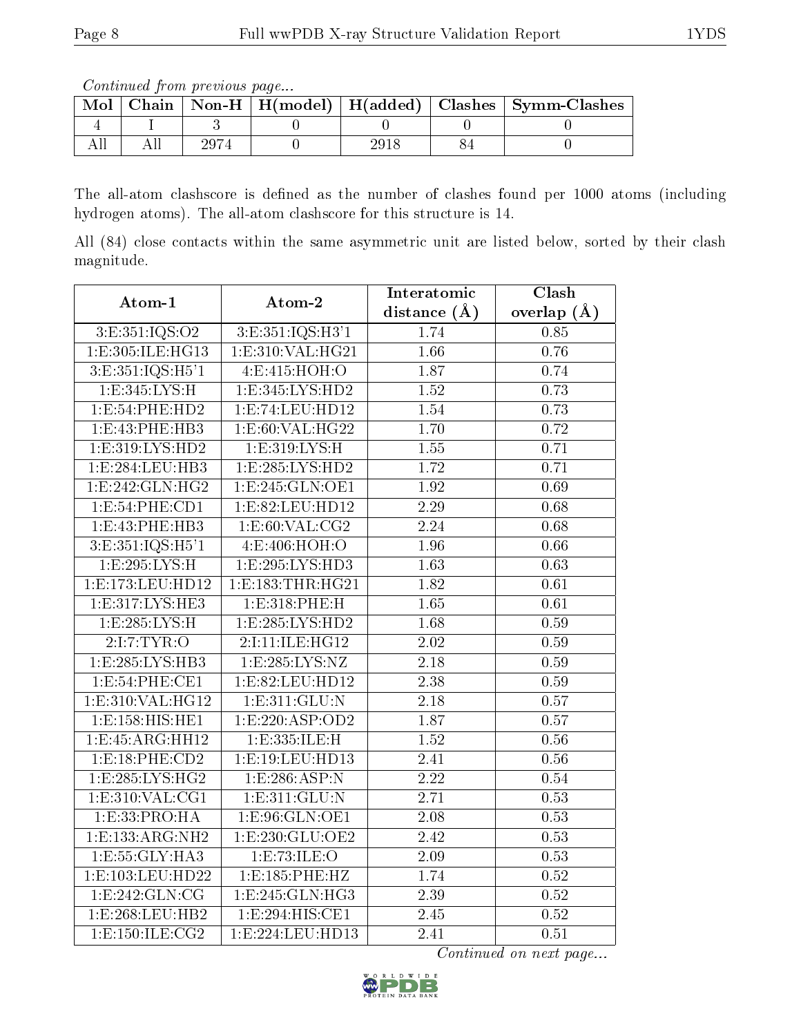*Continued from previous page...*

| Mol | Chain | Non-H | H(model) | H(added) | Clashes | Symm-Clashes |
|---|---|---|---|---|---|---|
| 4 | I | 3 | 0 | 0 | 0 | 0 |
| All | All | 2974 | 0 | 2918 | 84 | 0 |

The all-atom clashscore is defined as the number of clashes found per 1000 atoms (including hydrogen atoms). The all-atom clashscore for this structure is 14.

All (84) close contacts within the same asymmetric unit are listed below, sorted by their clash magnitude.

| Atom-1 | Atom-2 | Interatomic distance (Å) | Clash overlap (Å) |
|---|---|---|---|
| 3:E:351:IQS:O2 | 3:E:351:IQS:H3'1 | 1.74 | 0.85 |
| 1:E:305:ILE:HG13 | 1:E:310:VAL:HG21 | 1.66 | 0.76 |
| 3:E:351:IQS:H5'1 | 4:E:415:HOH:O | 1.87 | 0.74 |
| 1:E:345:LYS:H | 1:E:345:LYS:HD2 | 1.52 | 0.73 |
| 1:E:54:PHE:HD2 | 1:E:74:LEU:HD12 | 1.54 | 0.73 |
| 1:E:43:PHE:HB3 | 1:E:60:VAL:HG22 | 1.70 | 0.72 |
| 1:E:319:LYS:HD2 | 1:E:319:LYS:H | 1.55 | 0.71 |
| 1:E:284:LEU:HB3 | 1:E:285:LYS:HD2 | 1.72 | 0.71 |
| 1:E:242:GLN:HG2 | 1:E:245:GLN:OE1 | 1.92 | 0.69 |
| 1:E:54:PHE:CD1 | 1:E:82:LEU:HD12 | 2.29 | 0.68 |
| 1:E:43:PHE:HB3 | 1:E:60:VAL:CG2 | 2.24 | 0.68 |
| 3:E:351:IQS:H5'1 | 4:E:406:HOH:O | 1.96 | 0.66 |
| 1:E:295:LYS:H | 1:E:295:LYS:HD3 | 1.63 | 0.63 |
| 1:E:173:LEU:HD12 | 1:E:183:THR:HG21 | 1.82 | 0.61 |
| 1:E:317:LYS:HE3 | 1:E:318:PHE:H | 1.65 | 0.61 |
| 1:E:285:LYS:H | 1:E:285:LYS:HD2 | 1.68 | 0.59 |
| 2:I:7:TYR:O | 2:I:11:ILE:HG12 | 2.02 | 0.59 |
| 1:E:285:LYS:HB3 | 1:E:285:LYS:NZ | 2.18 | 0.59 |
| 1:E:54:PHE:CE1 | 1:E:82:LEU:HD12 | 2.38 | 0.59 |
| 1:E:310:VAL:HG12 | 1:E:311:GLU:N | 2.18 | 0.57 |
| 1:E:158:HIS:HE1 | 1:E:220:ASP:OD2 | 1.87 | 0.57 |
| 1:E:45:ARG:HH12 | 1:E:335:ILE:H | 1.52 | 0.56 |
| 1:E:18:PHE:CD2 | 1:E:19:LEU:HD13 | 2.41 | 0.56 |
| 1:E:285:LYS:HG2 | 1:E:286:ASP:N | 2.22 | 0.54 |
| 1:E:310:VAL:CG1 | 1:E:311:GLU:N | 2.71 | 0.53 |
| 1:E:33:PRO:HA | 1:E:96:GLN:OE1 | 2.08 | 0.53 |
| 1:E:133:ARG:NH2 | 1:E:230:GLU:OE2 | 2.42 | 0.53 |
| 1:E:55:GLY:HA3 | 1:E:73:ILE:O | 2.09 | 0.53 |
| 1:E:103:LEU:HD22 | 1:E:185:PHE:HZ | 1.74 | 0.52 |
| 1:E:242:GLN:CG | 1:E:245:GLN:HG3 | 2.39 | 0.52 |
| 1:E:268:LEU:HB2 | 1:E:294:HIS:CE1 | 2.45 | 0.52 |
| 1:E:150:ILE:CG2 | 1:E:224:LEU:HD13 | 2.41 | 0.51 |

*Continued on next page...*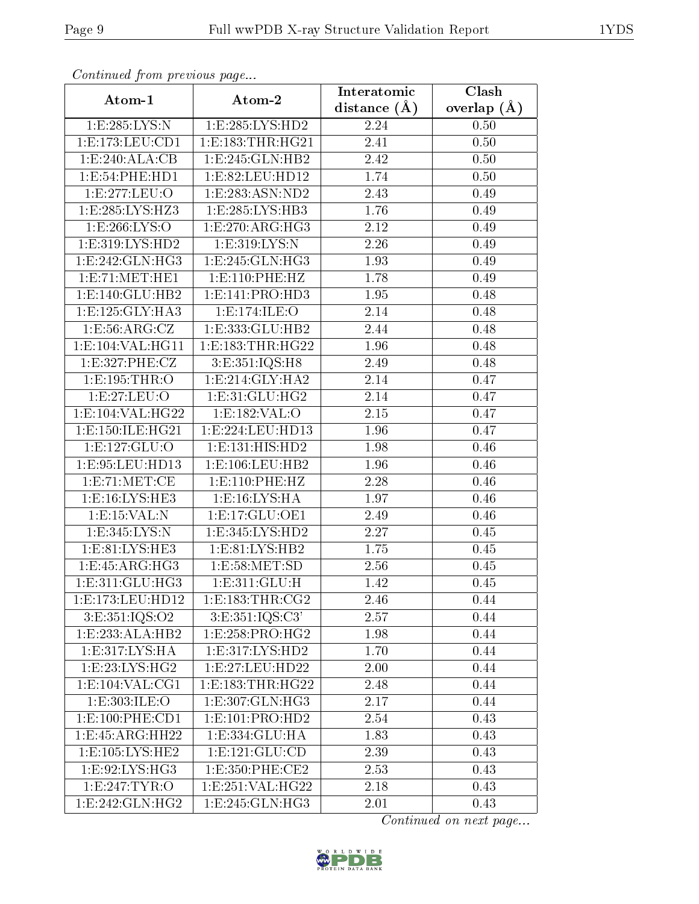*Continued from previous page...*

| Atom-1 | Atom-2 | Interatomic distance (Å) | Clash overlap (Å) |
|---|---|---|---|
| 1:E:285:LYS:N | 1:E:285:LYS:HD2 | 2.24 | 0.50 |
| 1:E:173:LEU:CD1 | 1:E:183:THR:HG21 | 2.41 | 0.50 |
| 1:E:240:ALA:CB | 1:E:245:GLN:HB2 | 2.42 | 0.50 |
| 1:E:54:PHE:HD1 | 1:E:82:LEU:HD12 | 1.74 | 0.50 |
| 1:E:277:LEU:O | 1:E:283:ASN:ND2 | 2.43 | 0.49 |
| 1:E:285:LYS:HZ3 | 1:E:285:LYS:HB3 | 1.76 | 0.49 |
| 1:E:266:LYS:O | 1:E:270:ARG:HG3 | 2.12 | 0.49 |
| 1:E:319:LYS:HD2 | 1:E:319:LYS:N | 2.26 | 0.49 |
| 1:E:242:GLN:HG3 | 1:E:245:GLN:HG3 | 1.93 | 0.49 |
| 1:E:71:MET:HE1 | 1:E:110:PHE:HZ | 1.78 | 0.49 |
| 1:E:140:GLU:HB2 | 1:E:141:PRO:HD3 | 1.95 | 0.48 |
| 1:E:125:GLY:HA3 | 1:E:174:ILE:O | 2.14 | 0.48 |
| 1:E:56:ARG:CZ | 1:E:333:GLU:HB2 | 2.44 | 0.48 |
| 1:E:104:VAL:HG11 | 1:E:183:THR:HG22 | 1.96 | 0.48 |
| 1:E:327:PHE:CZ | 3:E:351:IQS:H8 | 2.49 | 0.48 |
| 1:E:195:THR:O | 1:E:214:GLY:HA2 | 2.14 | 0.47 |
| 1:E:27:LEU:O | 1:E:31:GLU:HG2 | 2.14 | 0.47 |
| 1:E:104:VAL:HG22 | 1:E:182:VAL:O | 2.15 | 0.47 |
| 1:E:150:ILE:HG21 | 1:E:224:LEU:HD13 | 1.96 | 0.47 |
| 1:E:127:GLU:O | 1:E:131:HIS:HD2 | 1.98 | 0.46 |
| 1:E:95:LEU:HD13 | 1:E:106:LEU:HB2 | 1.96 | 0.46 |
| 1:E:71:MET:CE | 1:E:110:PHE:HZ | 2.28 | 0.46 |
| 1:E:16:LYS:HE3 | 1:E:16:LYS:HA | 1.97 | 0.46 |
| 1:E:15:VAL:N | 1:E:17:GLU:OE1 | 2.49 | 0.46 |
| 1:E:345:LYS:N | 1:E:345:LYS:HD2 | 2.27 | 0.45 |
| 1:E:81:LYS:HE3 | 1:E:81:LYS:HB2 | 1.75 | 0.45 |
| 1:E:45:ARG:HG3 | 1:E:58:MET:SD | 2.56 | 0.45 |
| 1:E:311:GLU:HG3 | 1:E:311:GLU:H | 1.42 | 0.45 |
| 1:E:173:LEU:HD12 | 1:E:183:THR:CG2 | 2.46 | 0.44 |
| 3:E:351:IQS:O2 | 3:E:351:IQS:C3' | 2.57 | 0.44 |
| 1:E:233:ALA:HB2 | 1:E:258:PRO:HG2 | 1.98 | 0.44 |
| 1:E:317:LYS:HA | 1:E:317:LYS:HD2 | 1.70 | 0.44 |
| 1:E:23:LYS:HG2 | 1:E:27:LEU:HD22 | 2.00 | 0.44 |
| 1:E:104:VAL:CG1 | 1:E:183:THR:HG22 | 2.48 | 0.44 |
| 1:E:303:ILE:O | 1:E:307:GLN:HG3 | 2.17 | 0.44 |
| 1:E:100:PHE:CD1 | 1:E:101:PRO:HD2 | 2.54 | 0.43 |
| 1:E:45:ARG:HH22 | 1:E:334:GLU:HA | 1.83 | 0.43 |
| 1:E:105:LYS:HE2 | 1:E:121:GLU:CD | 2.39 | 0.43 |
| 1:E:92:LYS:HG3 | 1:E:350:PHE:CE2 | 2.53 | 0.43 |
| 1:E:247:TYR:O | 1:E:251:VAL:HG22 | 2.18 | 0.43 |
| 1:E:242:GLN:HG2 | 1:E:245:GLN:HG3 | 2.01 | 0.43 |

*Continued on next page...*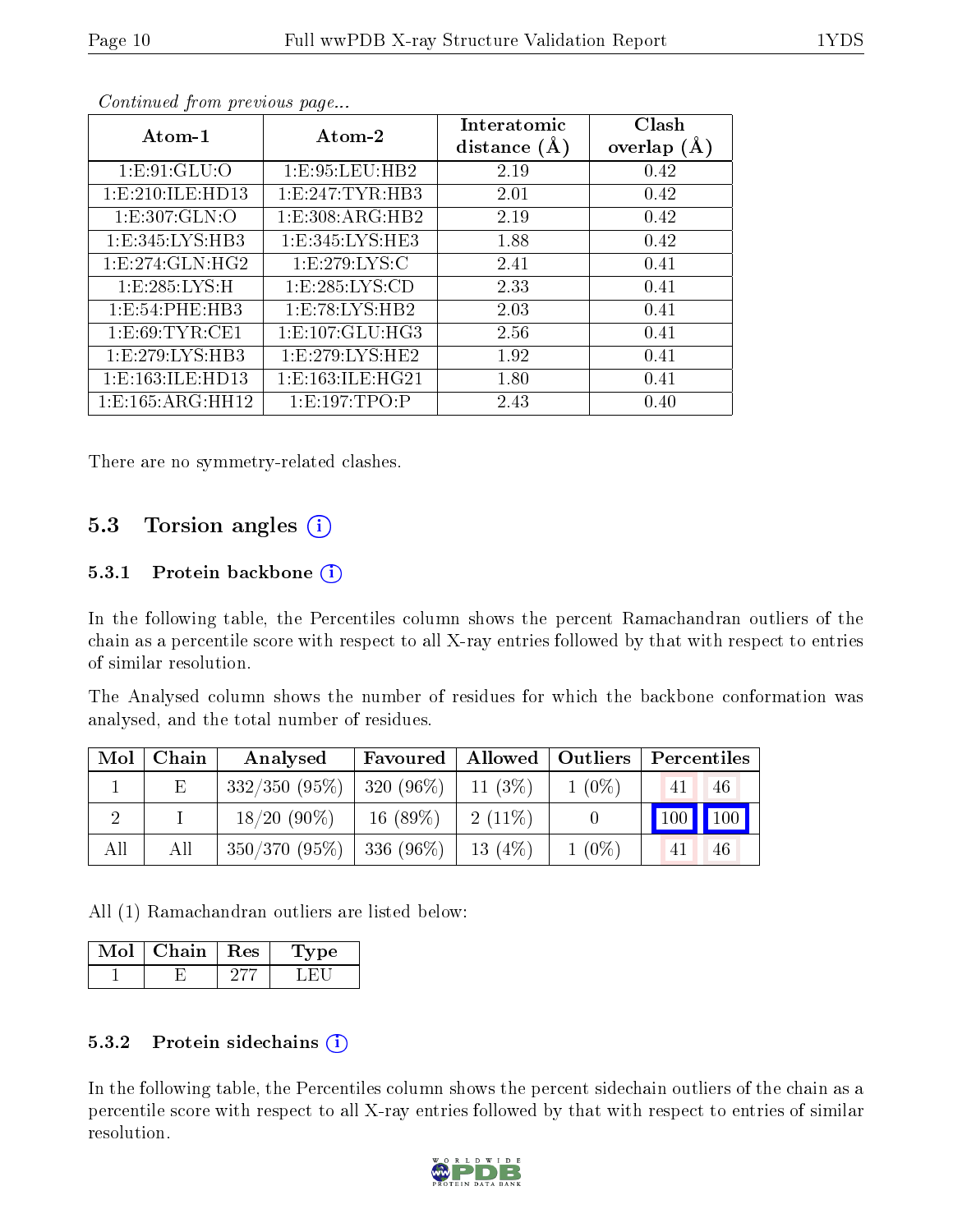*Continued from previous page...*

| Atom-1 | Atom-2 | Interatomic distance (Å) | Clash overlap (Å) |
|---|---|---|---|
| 1:E:91:GLU:O | 1:E:95:LEU:HB2 | 2.19 | 0.42 |
| 1:E:210:ILE:HD13 | 1:E:247:TYR:HB3 | 2.01 | 0.42 |
| 1:E:307:GLN:O | 1:E:308:ARG:HB2 | 2.19 | 0.42 |
| 1:E:345:LYS:HB3 | 1:E:345:LYS:HE3 | 1.88 | 0.42 |
| 1:E:274:GLN:HG2 | 1:E:279:LYS:C | 2.41 | 0.41 |
| 1:E:285:LYS:H | 1:E:285:LYS:CD | 2.33 | 0.41 |
| 1:E:54:PHE:HB3 | 1:E:78:LYS:HB2 | 2.03 | 0.41 |
| 1:E:69:TYR:CE1 | 1:E:107:GLU:HG3 | 2.56 | 0.41 |
| 1:E:279:LYS:HB3 | 1:E:279:LYS:HE2 | 1.92 | 0.41 |
| 1:E:163:ILE:HD13 | 1:E:163:ILE:HG21 | 1.80 | 0.41 |
| 1:E:165:ARG:HH12 | 1:E:197:TPO:P | 2.43 | 0.40 |

There are no symmetry-related clashes.

## 5.3 Torsion angles

### 5.3.1 Protein backbone

In the following table, the Percentiles column shows the percent Ramachandran outliers of the chain as a percentile score with respect to all X-ray entries followed by that with respect to entries of similar resolution.

The Analysed column shows the number of residues for which the backbone conformation was analysed, and the total number of residues.

| Mol | Chain | Analysed | Favoured | Allowed | Outliers | Percentiles | |
|---|---|---|---|---|---|---|---|
| 1 | E | 332/350 (95%) | 320 (96%) | 11 (3%) | 1 (0%) | 41 | 46 |
| 2 | I | 18/20 (90%) | 16 (89%) | 2 (11%) | 0 | 100 | 100 |
| All | All | 350/370 (95%) | 336 (96%) | 13 (4%) | 1 (0%) | 41 | 46 |

All (1) Ramachandran outliers are listed below:

| Mol | Chain | Res | Type |
|---|---|---|---|
| 1 | E | 277 | LEU |

### 5.3.2 Protein sidechains

In the following table, the Percentiles column shows the percent sidechain outliers of the chain as a percentile score with respect to all X-ray entries followed by that with respect to entries of similar resolution.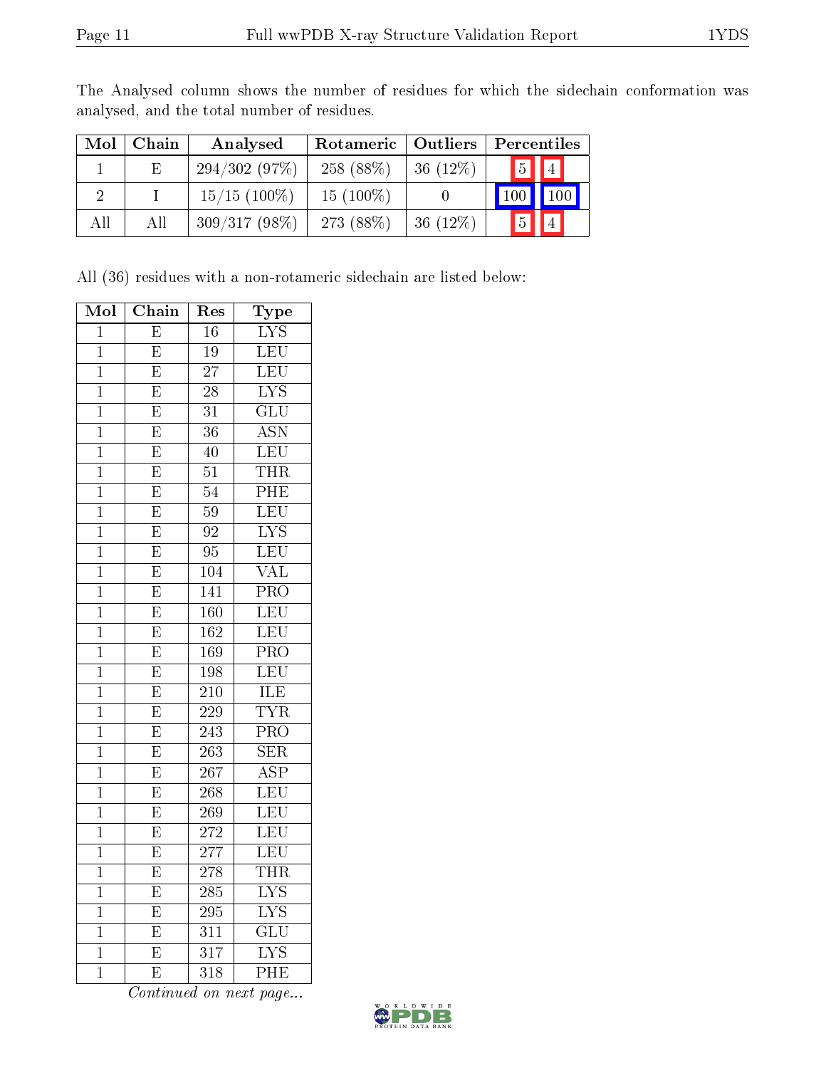The Analysed column shows the number of residues for which the sidechain conformation was analysed, and the total number of residues.

| Mol | Chain | Analysed | Rotameric | Outliers | Percentiles | |
|---|---|---|---|---|---|---|
| 1 | E | 294/302 (97%) | 258 (88%) | 36 (12%) | 5 | 4 |
| 2 | I | 15/15 (100%) | 15 (100%) | 0 | 100 | 100 |
| All | All | 309/317 (98%) | 273 (88%) | 36 (12%) | 5 | 4 |

All (36) residues with a non-rotameric sidechain are listed below:

| Mol | Chain | Res | Type |
|---|---|---|---|
| 1 | E | 16 | LYS |
| 1 | E | 19 | LEU |
| 1 | E | 27 | LEU |
| 1 | E | 28 | LYS |
| 1 | E | 31 | GLU |
| 1 | E | 36 | ASN |
| 1 | E | 40 | LEU |
| 1 | E | 51 | THR |
| 1 | E | 54 | PHE |
| 1 | E | 59 | LEU |
| 1 | E | 92 | LYS |
| 1 | E | 95 | LEU |
| 1 | E | 104 | VAL |
| 1 | E | 141 | PRO |
| 1 | E | 160 | LEU |
| 1 | E | 162 | LEU |
| 1 | E | 169 | PRO |
| 1 | E | 198 | LEU |
| 1 | E | 210 | ILE |
| 1 | E | 229 | TYR |
| 1 | E | 243 | PRO |
| 1 | E | 263 | SER |
| 1 | E | 267 | ASP |
| 1 | E | 268 | LEU |
| 1 | E | 269 | LEU |
| 1 | E | 272 | LEU |
| 1 | E | 277 | LEU |
| 1 | E | 278 | THR |
| 1 | E | 285 | LYS |
| 1 | E | 295 | LYS |
| 1 | E | 311 | GLU |
| 1 | E | 317 | LYS |
| 1 | E | 318 | PHE |

*Continued on next page...*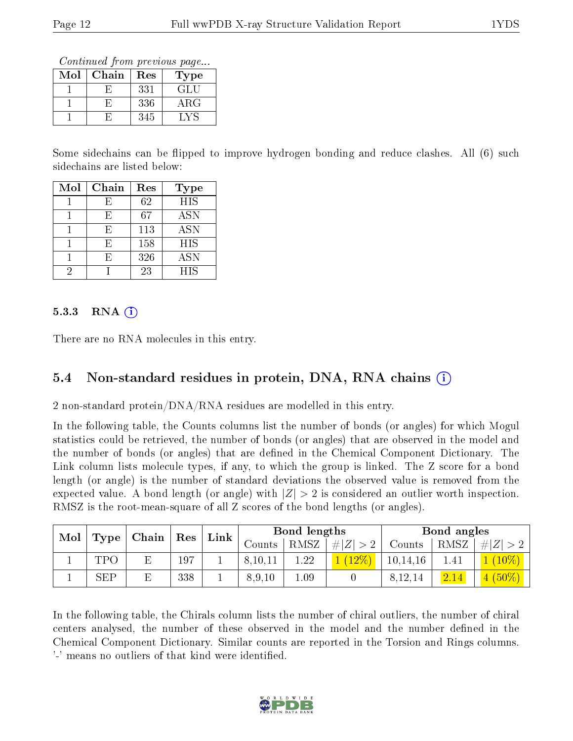*Continued from previous page...*

| Mol | Chain | Res | Type |
|---|---|---|---|
| 1 | E | 331 | GLU |
| 1 | E | 336 | ARG |
| 1 | E | 345 | LYS |

Some sidechains can be flipped to improve hydrogen bonding and reduce clashes. All (6) such sidechains are listed below:

| Mol | Chain | Res | Type |
|---|---|---|---|
| 1 | E | 62 | HIS |
| 1 | E | 67 | ASN |
| 1 | E | 113 | ASN |
| 1 | E | 158 | HIS |
| 1 | E | 326 | ASN |
| 2 | I | 23 | HIS |

### 5.3.3 RNA (i)

There are no RNA molecules in this entry.

## 5.4 Non-standard residues in protein, DNA, RNA chains (i)

2 non-standard protein/DNA/RNA residues are modelled in this entry.

In the following table, the Counts columns list the number of bonds (or angles) for which Mogul statistics could be retrieved, the number of bonds (or angles) that are observed in the model and the number of bonds (or angles) that are defined in the Chemical Component Dictionary. The Link column lists molecule types, if any, to which the group is linked. The Z score for a bond length (or angle) is the number of standard deviations the observed value is removed from the expected value. A bond length (or angle) with $|Z| > 2$ is considered an outlier worth inspection. RMSZ is the root-mean-square of all Z scores of the bond lengths (or angles).

| Mol | Type | Chain | Res | Link | Bond lengths | | | Bond angles | | |
|---|---|---|---|---|---|---|---|---|---|---|
| | | | | | Counts | RMSZ | $\#\|Z\| > 2$ | Counts | RMSZ | $\#\|Z\| > 2$ |
| 1 | TPO | E | 197 | 1 | 8,10,11 | 1.22 | 1 (12%) | 10,14,16 | 1.41 | 1 (10%) |
| 1 | SEP | E | 338 | 1 | 8,9,10 | 1.09 | 0 | 8,12,14 | 2.14 | 4 (50%) |

In the following table, the Chirals column lists the number of chiral outliers, the number of chiral centers analysed, the number of these observed in the model and the number defined in the Chemical Component Dictionary. Similar counts are reported in the Torsion and Rings columns. '-' means no outliers of that kind were identified.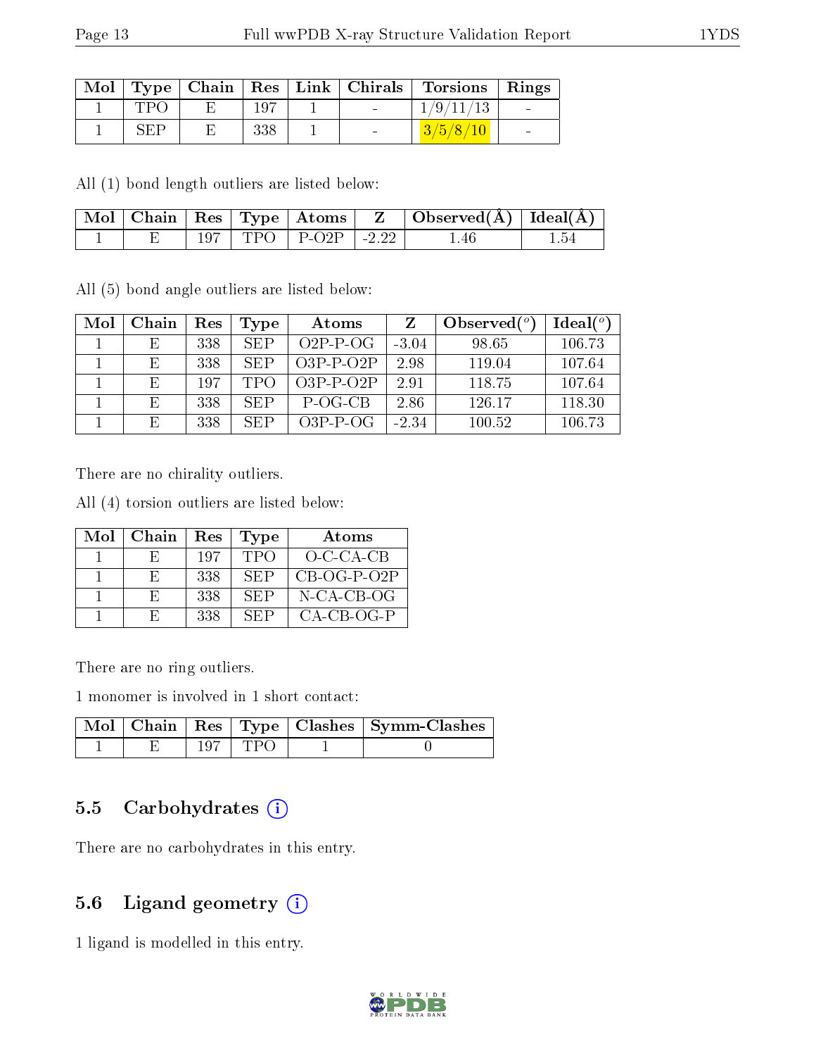| Mol | Type | Chain | Res | Link | Chirals | Torsions | Rings |
|---|---|---|---|---|---|---|---|
| 1 | TPO | E | 197 | 1 | - | 1/9/11/13 | - |
| 1 | SEP | E | 338 | 1 | - | 3/5/8/10 | - |

All (1) bond length outliers are listed below:

| Mol | Chain | Res | Type | Atoms | Z | Observed(Å) | Ideal(Å) |
|---|---|---|---|---|---|---|---|
| 1 | E | 197 | TPO | P-O2P | -2.22 | 1.46 | 1.54 |

All (5) bond angle outliers are listed below:

| Mol | Chain | Res | Type | Atoms | Z | Observed($^o$) | Ideal($^o$) |
|---|---|---|---|---|---|---|---|
| 1 | E | 338 | SEP | O2P-P-OG | -3.04 | 98.65 | 106.73 |
| 1 | E | 338 | SEP | O3P-P-O2P | 2.98 | 119.04 | 107.64 |
| 1 | E | 197 | TPO | O3P-P-O2P | 2.91 | 118.75 | 107.64 |
| 1 | E | 338 | SEP | P-OG-CB | 2.86 | 126.17 | 118.30 |
| 1 | E | 338 | SEP | O3P-P-OG | -2.34 | 100.52 | 106.73 |

There are no chirality outliers.

All (4) torsion outliers are listed below:

| Mol | Chain | Res | Type | Atoms |
|---|---|---|---|---|
| 1 | E | 197 | TPO | O-C-CA-CB |
| 1 | E | 338 | SEP | CB-OG-P-O2P |
| 1 | E | 338 | SEP | N-CA-CB-OG |
| 1 | E | 338 | SEP | CA-CB-OG-P |

There are no ring outliers.

1 monomer is involved in 1 short contact:

| Mol | Chain | Res | Type | Clashes | Symm-Clashes |
|---|---|---|---|---|---|
| 1 | E | 197 | TPO | 1 | 0 |

## 5.5 Carbohydrates (i)

There are no carbohydrates in this entry.

## 5.6 Ligand geometry (i)

1 ligand is modelled in this entry.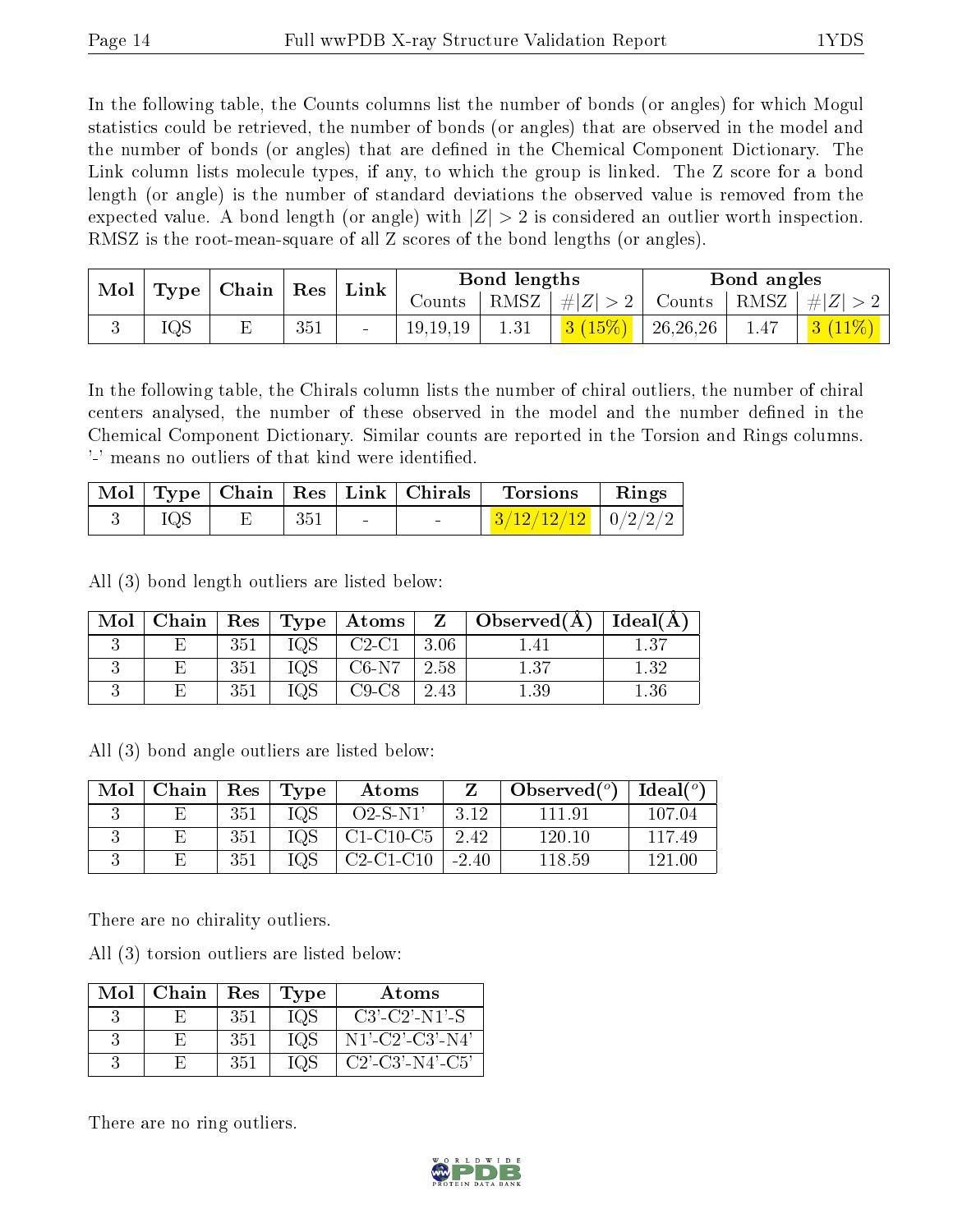In the following table, the Counts columns list the number of bonds (or angles) for which Mogul statistics could be retrieved, the number of bonds (or angles) that are observed in the model and the number of bonds (or angles) that are defined in the Chemical Component Dictionary. The Link column lists molecule types, if any, to which the group is linked. The Z score for a bond length (or angle) is the number of standard deviations the observed value is removed from the expected value. A bond length (or angle) with $|Z| > 2$ is considered an outlier worth inspection. RMSZ is the root-mean-square of all Z scores of the bond lengths (or angles).

| Mol | Type | Chain | Res | Link | Bond lengths | | | Bond angles | | |
|---|---|---|---|---|---|---|---|---|---|---|
| | | | | | Counts | RMSZ | $\#\|Z\| > 2$ | Counts | RMSZ | $\#\|Z\| > 2$ |
| 3 | IQS | E | 351 | - | 19,19,19 | 1.31 | 3 (15%) | 26,26,26 | 1.47 | 3 (11%) |

In the following table, the Chirals column lists the number of chiral outliers, the number of chiral centers analysed, the number of these observed in the model and the number defined in the Chemical Component Dictionary. Similar counts are reported in the Torsion and Rings columns. '-' means no outliers of that kind were identified.

| Mol | Type | Chain | Res | Link | Chirals | Torsions | Rings |
|---|---|---|---|---|---|---|---|
| 3 | IQS | E | 351 | - | - | 3/12/12/12 | 0/2/2/2 |

All (3) bond length outliers are listed below:

| Mol | Chain | Res | Type | Atoms | Z | Observed(Å) | Ideal(Å) |
|---|---|---|---|---|---|---|---|
| 3 | E | 351 | IQS | C2-C1 | 3.06 | 1.41 | 1.37 |
| 3 | E | 351 | IQS | C6-N7 | 2.58 | 1.37 | 1.32 |
| 3 | E | 351 | IQS | C9-C8 | 2.43 | 1.39 | 1.36 |

All (3) bond angle outliers are listed below:

| Mol | Chain | Res | Type | Atoms | Z | Observed($^o$) | Ideal($^o$) |
|---|---|---|---|---|---|---|---|
| 3 | E | 351 | IQS | O2-S-N1' | 3.12 | 111.91 | 107.04 |
| 3 | E | 351 | IQS | C1-C10-C5 | 2.42 | 120.10 | 117.49 |
| 3 | E | 351 | IQS | C2-C1-C10 | -2.40 | 118.59 | 121.00 |

There are no chirality outliers.

All (3) torsion outliers are listed below:

| Mol | Chain | Res | Type | Atoms |
|---|---|---|---|---|
| 3 | E | 351 | IQS | C3'-C2'-N1'-S |
| 3 | E | 351 | IQS | N1'-C2'-C3'-N4' |
| 3 | E | 351 | IQS | C2'-C3'-N4'-C5' |

There are no ring outliers.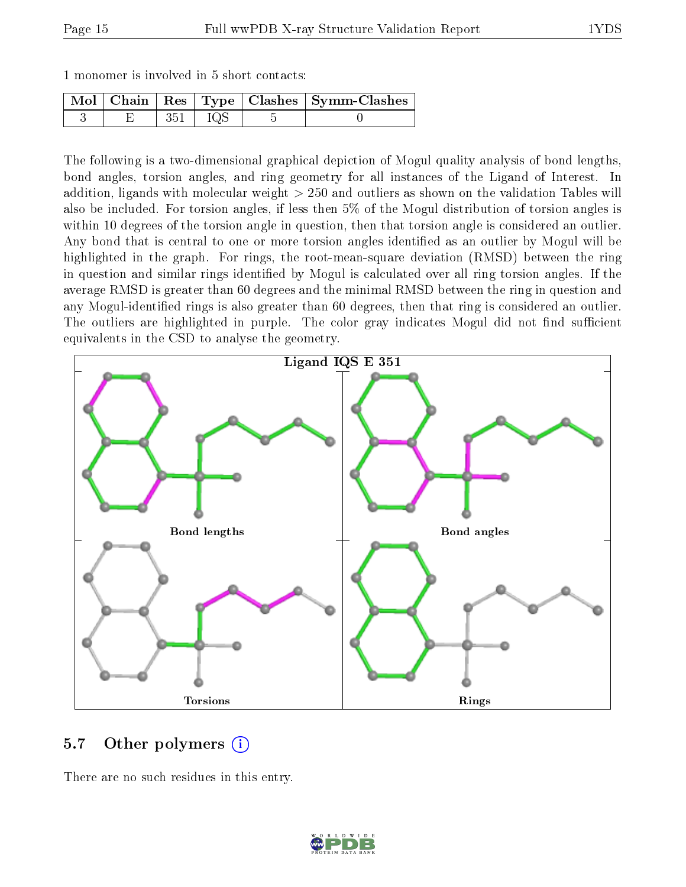1 monomer is involved in 5 short contacts:

| Mol | Chain | Res | Type | Clashes | Symm-Clashes |
|---|---|---|---|---|---|
| 3 | E | 351 | IQS | 5 | 0 |

The following is a two-dimensional graphical depiction of Mogul quality analysis of bond lengths, bond angles, torsion angles, and ring geometry for all instances of the Ligand of Interest. In addition, ligands with molecular weight > 250 and outliers as shown on the validation Tables will also be included. For torsion angles, if less then 5% of the Mogul distribution of torsion angles is within 10 degrees of the torsion angle in question, then that torsion angle is considered an outlier. Any bond that is central to one or more torsion angles identified as an outlier by Mogul will be highlighted in the graph. For rings, the root-mean-square deviation (RMSD) between the ring in question and similar rings identified by Mogul is calculated over all ring torsion angles. If the average RMSD is greater than 60 degrees and the minimal RMSD between the ring in question and any Mogul-identified rings is also greater than 60 degrees, then that ring is considered an outlier. The outliers are highlighted in purple. The color gray indicates Mogul did not find sufficient equivalents in the CSD to analyse the geometry.

Ligand IQS E 351

Bond lengths | Bond angles | Torsions | Rings

## 5.7 Other polymers

There are no such residues in this entry.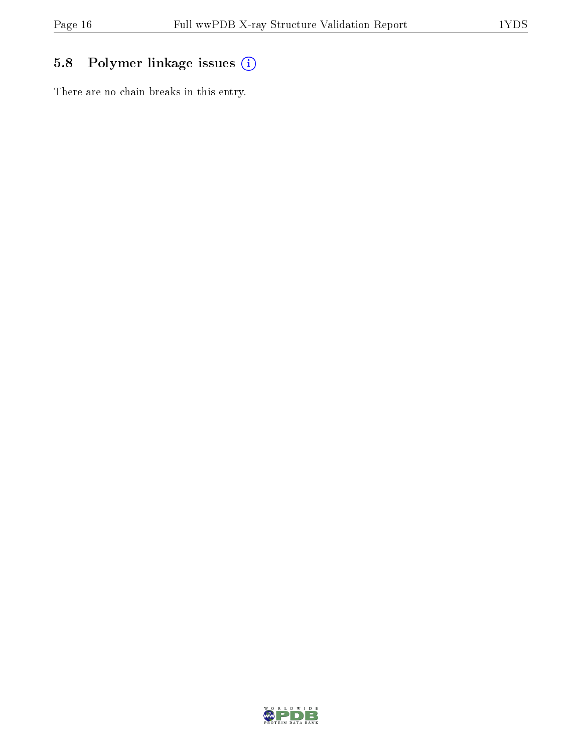## 5.8 Polymer linkage issues

There are no chain breaks in this entry.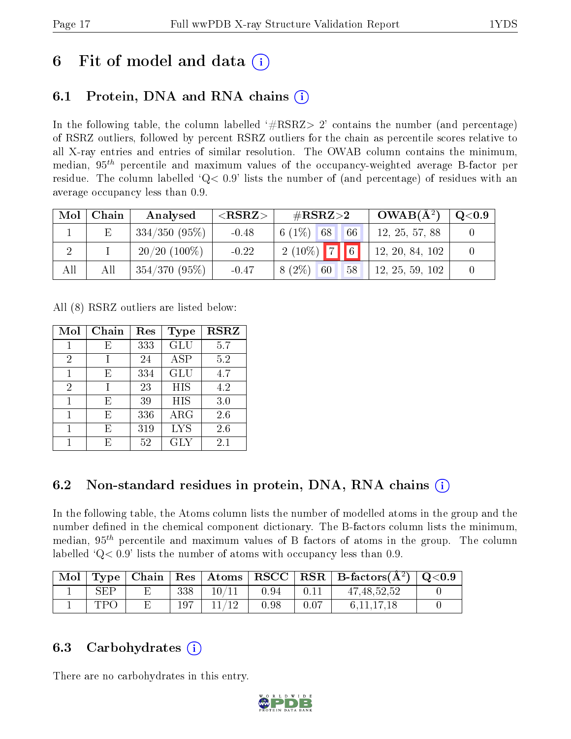# 6 Fit of model and data (i)

## 6.1 Protein, DNA and RNA chains (i)

In the following table, the column labelled '#RSRZ> 2' contains the number (and percentage) of RSRZ outliers, followed by percent RSRZ outliers for the chain as percentile scores relative to all X-ray entries and entries of similar resolution. The OWAB column contains the minimum, median, $95^{th}$ percentile and maximum values of the occupancy-weighted average B-factor per residue. The column labelled 'Q< 0.9' lists the number of (and percentage) of residues with an average occupancy less than 0.9.

| Mol | Chain | Analysed | <RSRZ> | #RSRZ>2 | | | OWAB(Å$^2$) | Q<0.9 |
|---|---|---|---|---|---|---|---|---|
| 1 | E | 334/350 (95%) | -0.48 | 6 (1%) | 68 | 66 | 12, 25, 57, 88 | 0 |
| 2 | I | 20/20 (100%) | -0.22 | 2 (10%) | 7 | 6 | 12, 20, 84, 102 | 0 |
| All | All | 354/370 (95%) | -0.47 | 8 (2%) | 60 | 58 | 12, 25, 59, 102 | 0 |

All (8) RSRZ outliers are listed below:

| Mol | Chain | Res | Type | RSRZ |
|---|---|---|---|---|
| 1 | E | 333 | GLU | 5.7 |
| 2 | I | 24 | ASP | 5.2 |
| 1 | E | 334 | GLU | 4.7 |
| 2 | I | 23 | HIS | 4.2 |
| 1 | E | 39 | HIS | 3.0 |
| 1 | E | 336 | ARG | 2.6 |
| 1 | E | 319 | LYS | 2.6 |
| 1 | E | 52 | GLY | 2.1 |

## 6.2 Non-standard residues in protein, DNA, RNA chains (i)

In the following table, the Atoms column lists the number of modelled atoms in the group and the number defined in the chemical component dictionary. The B-factors column lists the minimum, median, $95^{th}$ percentile and maximum values of B factors of atoms in the group. The column labelled 'Q< 0.9' lists the number of atoms with occupancy less than 0.9.

| Mol | Type | Chain | Res | Atoms | RSCC | RSR | B-factors(Å$^2$) | Q<0.9 |
|---|---|---|---|---|---|---|---|---|
| 1 | SEP | E | 338 | 10/11 | 0.94 | 0.11 | 47,48,52,52 | 0 |
| 1 | TPO | E | 197 | 11/12 | 0.98 | 0.07 | 6,11,17,18 | 0 |

## 6.3 Carbohydrates (i)

There are no carbohydrates in this entry.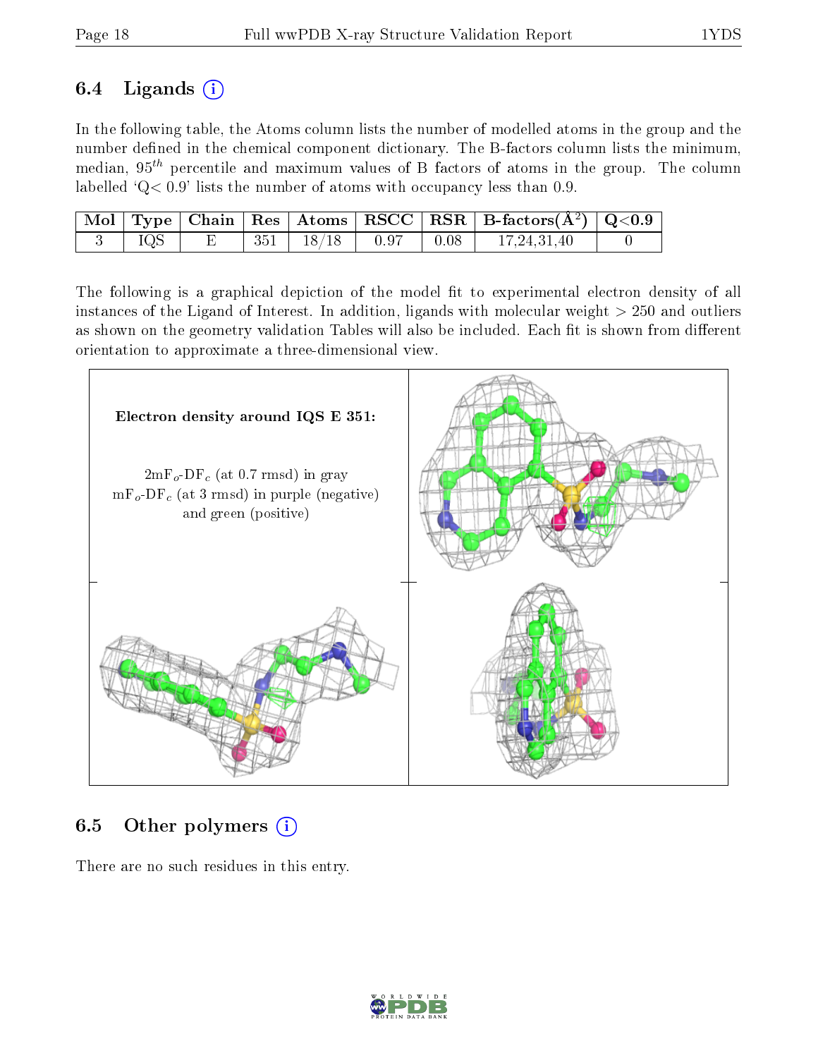## 6.4 Ligands (i)

In the following table, the Atoms column lists the number of modelled atoms in the group and the number defined in the chemical component dictionary. The B-factors column lists the minimum, median, $95^{th}$ percentile and maximum values of B factors of atoms in the group. The column labelled 'Q< 0.9' lists the number of atoms with occupancy less than 0.9.

| Mol | Type | Chain | Res | Atoms | RSCC | RSR | B-factors($Å^2$) | Q<0.9 |
|---|---|---|---|---|---|---|---|---|
| 3 | IQS | E | 351 | 18/18 | 0.97 | 0.08 | 17,24,31,40 | 0 |

The following is a graphical depiction of the model fit to experimental electron density of all instances of the Ligand of Interest. In addition, ligands with molecular weight > 250 and outliers as shown on the geometry validation Tables will also be included. Each fit is shown from different orientation to approximate a three-dimensional view.

**Electron density around IQS E 351:**

$2mF_o$-$DF_c$ (at 0.7 rmsd) in gray
$mF_o$-$DF_c$ (at 3 rmsd) in purple (negative) and green (positive)

## 6.5 Other polymers (i)

There are no such residues in this entry.